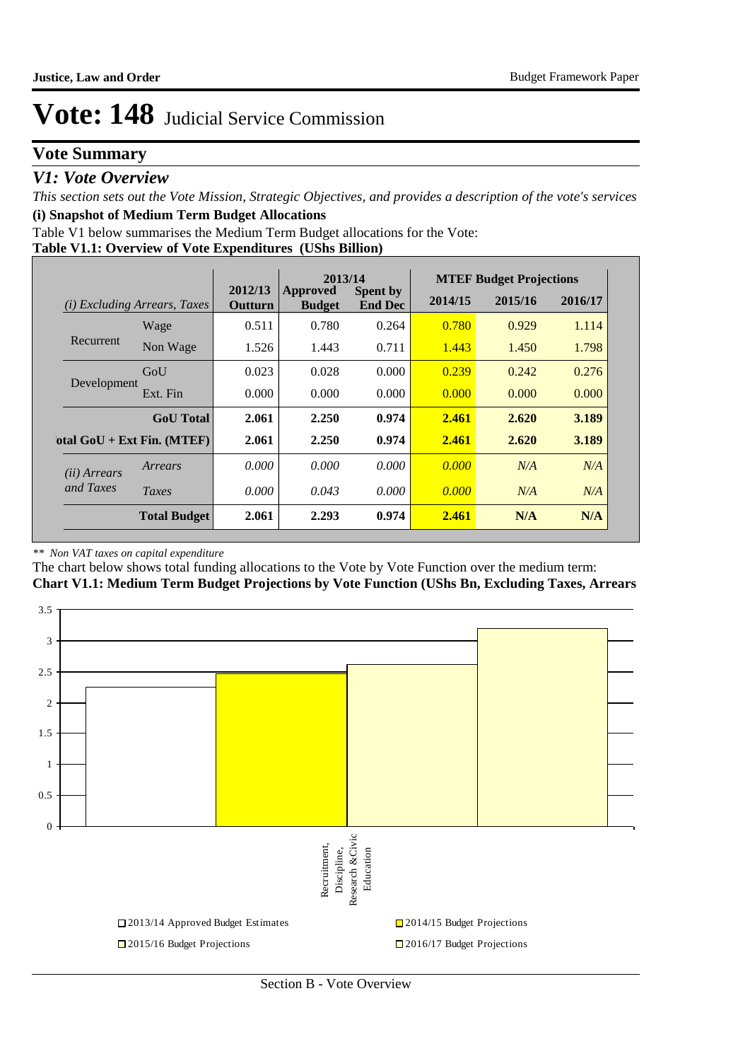# Vote: 148 Judicial Service Commission

## Vote Summary

### *V1: Vote Overview*

*This section sets out the Vote Mission, Strategic Objectives, and provides a description of the vote's services*

**(i) Snapshot of Medium Term Budget Allocations**

Table V1 below summarises the Medium Term Budget allocations for the Vote:

**Table V1.1: Overview of Vote Expenditures (UShs Billion)**

| *(i) Excluding Arrears, Taxes* | | 2012/13 Outturn | 2013/14 Approved Budget | 2013/14 Spent by End Dec | MTEF Budget Projections 2014/15 | 2015/16 | 2016/17 |
|---|---|---|---|---|---|---|---|
| Recurrent | Wage | 0.511 | 0.780 | 0.264 | 0.780 | 0.929 | 1.114 |
| | Non Wage | 1.526 | 1.443 | 0.711 | 1.443 | 1.450 | 1.798 |
| Development | GoU | 0.023 | 0.028 | 0.000 | 0.239 | 0.242 | 0.276 |
| | Ext. Fin | 0.000 | 0.000 | 0.000 | 0.000 | 0.000 | 0.000 |
| | **GoU Total** | **2.061** | **2.250** | **0.974** | **2.461** | **2.620** | **3.189** |
| **Total GoU + Ext Fin. (MTEF)** | | **2.061** | **2.250** | **0.974** | **2.461** | **2.620** | **3.189** |
| *(ii) Arrears and Taxes* | *Arrears* | *0.000* | *0.000* | *0.000* | *0.000* | *N/A* | *N/A* |
| | *Taxes* | *0.000* | *0.043* | *0.000* | *0.000* | *N/A* | *N/A* |
| | **Total Budget** | **2.061** | **2.293** | **0.974** | **2.461** | **N/A** | **N/A** |

*\*\* Non VAT taxes on capital expenditure*

The chart below shows total funding allocations to the Vote by Vote Function over the medium term:

**Chart V1.1: Medium Term Budget Projections by Vote Function (UShs Bn, Excluding Taxes, Arrears**

| Vote Function | 2013/14 Approved Budget Estimates | 2014/15 Budget Projections | 2015/16 Budget Projections | 2016/17 Budget Projections |
|---|---|---|---|---|
| Recruitment, Discipline, Research &Civic Education | 2.25 | 2.46 | 2.62 | 3.19 |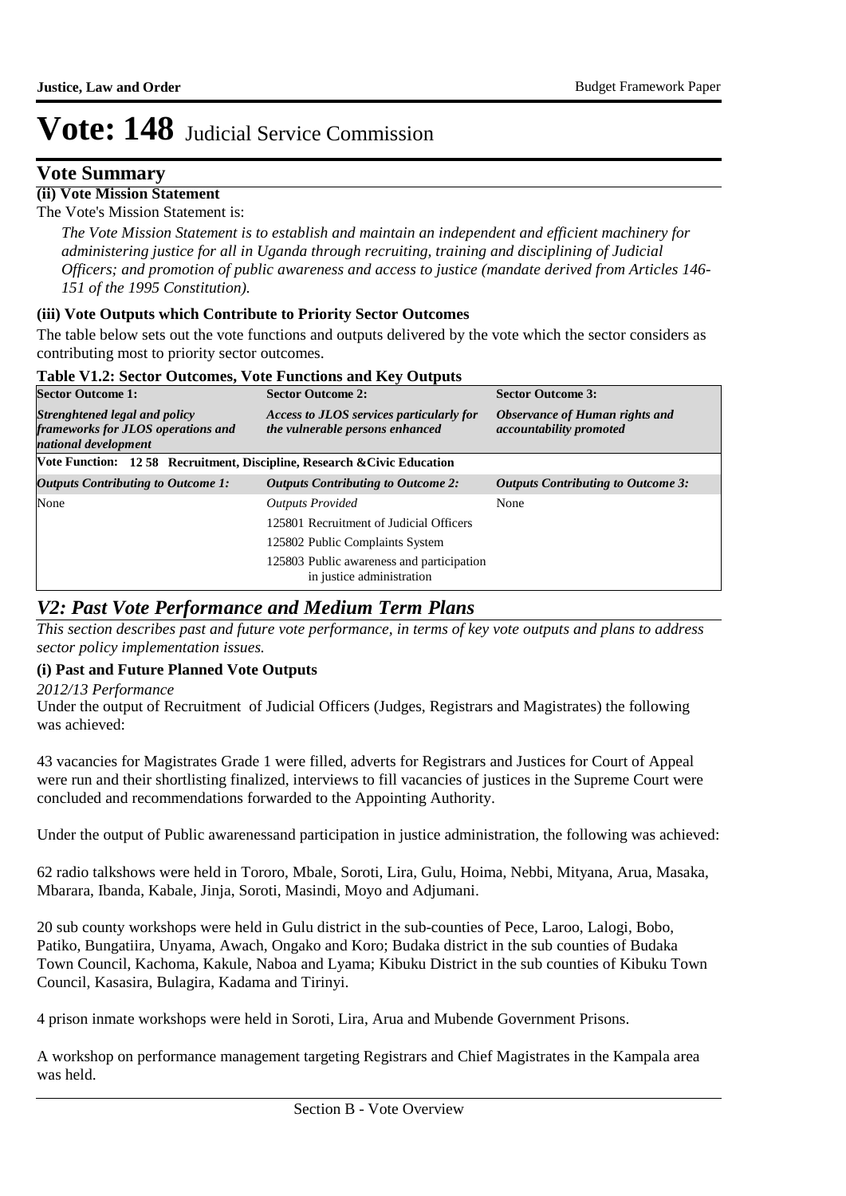# Vote: 148 Judicial Service Commission

## Vote Summary

### (ii) Vote Mission Statement

The Vote's Mission Statement is:

*The Vote Mission Statement is to establish and maintain an independent and efficient machinery for administering justice for all in Uganda through recruiting, training and disciplining of Judicial Officers; and promotion of public awareness and access to justice (mandate derived from Articles 146-151 of the 1995 Constitution).*

### (iii) Vote Outputs which Contribute to Priority Sector Outcomes

The table below sets out the vote functions and outputs delivered by the vote which the sector considers as contributing most to priority sector outcomes.

**Table V1.2: Sector Outcomes, Vote Functions and Key Outputs**

| **Sector Outcome 1:** | **Sector Outcome 2:** | **Sector Outcome 3:** |
|---|---|---|
| ***Strenghtened legal and policy frameworks for JLOS operations and national development*** | ***Access to JLOS services particularly for the vulnerable persons enhanced*** | ***Observance of Human rights and accountability promoted*** |
| **Vote Function: 12 58 Recruitment, Discipline, Research &Civic Education** | | |
| ***Outputs Contributing to Outcome 1:*** | ***Outputs Contributing to Outcome 2:*** | ***Outputs Contributing to Outcome 3:*** |
| None | *Outputs Provided* | None |
| | 125801 Recruitment of Judicial Officers | |
| | 125802 Public Complaints System | |
| | 125803 Public awareness and participation in justice administration | |

## *V2: Past Vote Performance and Medium Term Plans*

*This section describes past and future vote performance, in terms of key vote outputs and plans to address sector policy implementation issues.*

### (i) Past and Future Planned Vote Outputs

*2012/13 Performance*

Under the output of Recruitment of Judicial Officers (Judges, Registrars and Magistrates) the following was achieved:

43 vacancies for Magistrates Grade 1 were filled, adverts for Registrars and Justices for Court of Appeal were run and their shortlisting finalized, interviews to fill vacancies of justices in the Supreme Court were concluded and recommendations forwarded to the Appointing Authority.

Under the output of Public awarenessand participation in justice administration, the following was achieved:

62 radio talkshows were held in Tororo, Mbale, Soroti, Lira, Gulu, Hoima, Nebbi, Mityana, Arua, Masaka, Mbarara, Ibanda, Kabale, Jinja, Soroti, Masindi, Moyo and Adjumani.

20 sub county workshops were held in Gulu district in the sub-counties of Pece, Laroo, Lalogi, Bobo, Patiko, Bungatiira, Unyama, Awach, Ongako and Koro; Budaka district in the sub counties of Budaka Town Council, Kachoma, Kakule, Naboa and Lyama; Kibuku District in the sub counties of Kibuku Town Council, Kasasira, Bulagira, Kadama and Tirinyi.

4 prison inmate workshops were held in Soroti, Lira, Arua and Mubende Government Prisons.

A workshop on performance management targeting Registrars and Chief Magistrates in the Kampala area was held.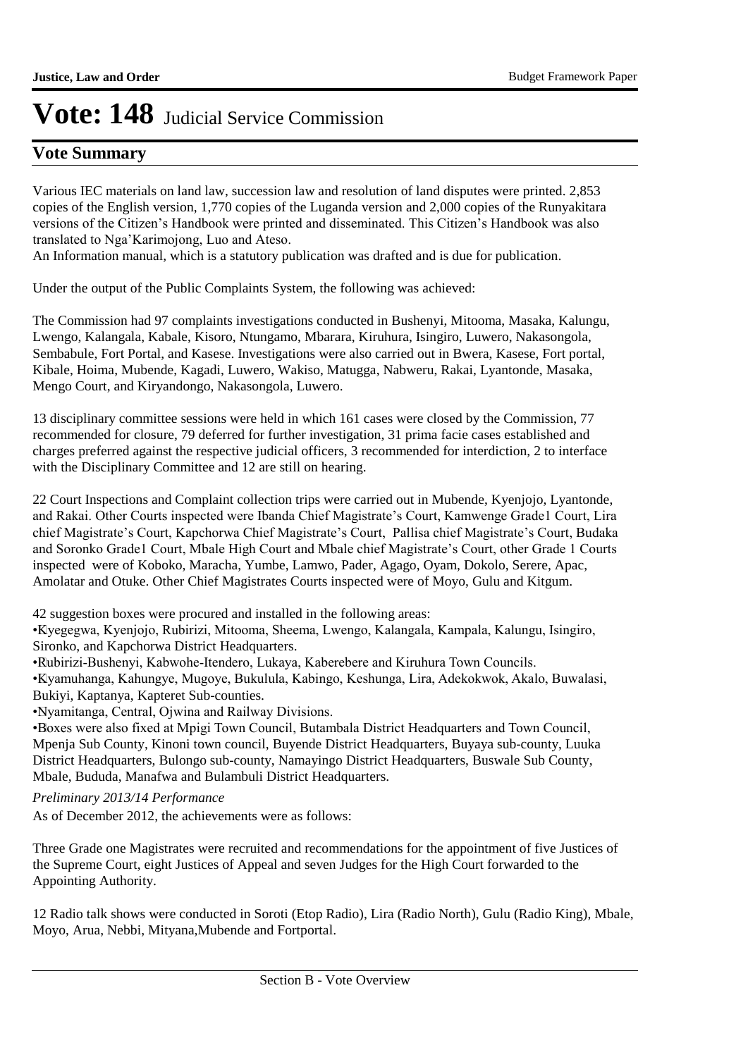# Vote: 148 Judicial Service Commission

## Vote Summary

Various IEC materials on land law, succession law and resolution of land disputes were printed. 2,853 copies of the English version, 1,770 copies of the Luganda version and 2,000 copies of the Runyakitara versions of the Citizen's Handbook were printed and disseminated. This Citizen's Handbook was also translated to Nga'Karimojong, Luo and Ateso.

An Information manual, which is a statutory publication was drafted and is due for publication.

Under the output of the Public Complaints System, the following was achieved:

The Commission had 97 complaints investigations conducted in Bushenyi, Mitooma, Masaka, Kalungu, Lwengo, Kalangala, Kabale, Kisoro, Ntungamo, Mbarara, Kiruhura, Isingiro, Luwero, Nakasongola, Sembabule, Fort Portal, and Kasese. Investigations were also carried out in Bwera, Kasese, Fort portal, Kibale, Hoima, Mubende, Kagadi, Luwero, Wakiso, Matugga, Nabweru, Rakai, Lyantonde, Masaka, Mengo Court, and Kiryandongo, Nakasongola, Luwero.

13 disciplinary committee sessions were held in which 161 cases were closed by the Commission, 77 recommended for closure, 79 deferred for further investigation, 31 prima facie cases established and charges preferred against the respective judicial officers, 3 recommended for interdiction, 2 to interface with the Disciplinary Committee and 12 are still on hearing.

22 Court Inspections and Complaint collection trips were carried out in Mubende, Kyenjojo, Lyantonde, and Rakai. Other Courts inspected were Ibanda Chief Magistrate's Court, Kamwenge Grade1 Court, Lira chief Magistrate's Court, Kapchorwa Chief Magistrate's Court, Pallisa chief Magistrate's Court, Budaka and Soronko Grade1 Court, Mbale High Court and Mbale chief Magistrate's Court, other Grade 1 Courts inspected were of Koboko, Maracha, Yumbe, Lamwo, Pader, Agago, Oyam, Dokolo, Serere, Apac, Amolatar and Otuke. Other Chief Magistrates Courts inspected were of Moyo, Gulu and Kitgum.

42 suggestion boxes were procured and installed in the following areas:

- Kyegegwa, Kyenjojo, Rubirizi, Mitooma, Sheema, Lwengo, Kalangala, Kampala, Kalungu, Isingiro, Sironko, and Kapchorwa District Headquarters.
- Rubirizi-Bushenyi, Kabwohe-Itendero, Lukaya, Kaberebere and Kiruhura Town Councils.
- Kyamuhanga, Kahungye, Mugoye, Bukulula, Kabingo, Keshunga, Lira, Adekokwok, Akalo, Buwalasi, Bukiyi, Kaptanya, Kapteret Sub-counties.
- Nyamitanga, Central, Ojwina and Railway Divisions.
- Boxes were also fixed at Mpigi Town Council, Butambala District Headquarters and Town Council, Mpenja Sub County, Kinoni town council, Buyende District Headquarters, Buyaya sub-county, Luuka District Headquarters, Bulongo sub-county, Namayingo District Headquarters, Buswale Sub County, Mbale, Bududa, Manafwa and Bulambuli District Headquarters.

*Preliminary 2013/14 Performance*

As of December 2012, the achievements were as follows:

Three Grade one Magistrates were recruited and recommendations for the appointment of five Justices of the Supreme Court, eight Justices of Appeal and seven Judges for the High Court forwarded to the Appointing Authority.

12 Radio talk shows were conducted in Soroti (Etop Radio), Lira (Radio North), Gulu (Radio King), Mbale, Moyo, Arua, Nebbi, Mityana,Mubende and Fortportal.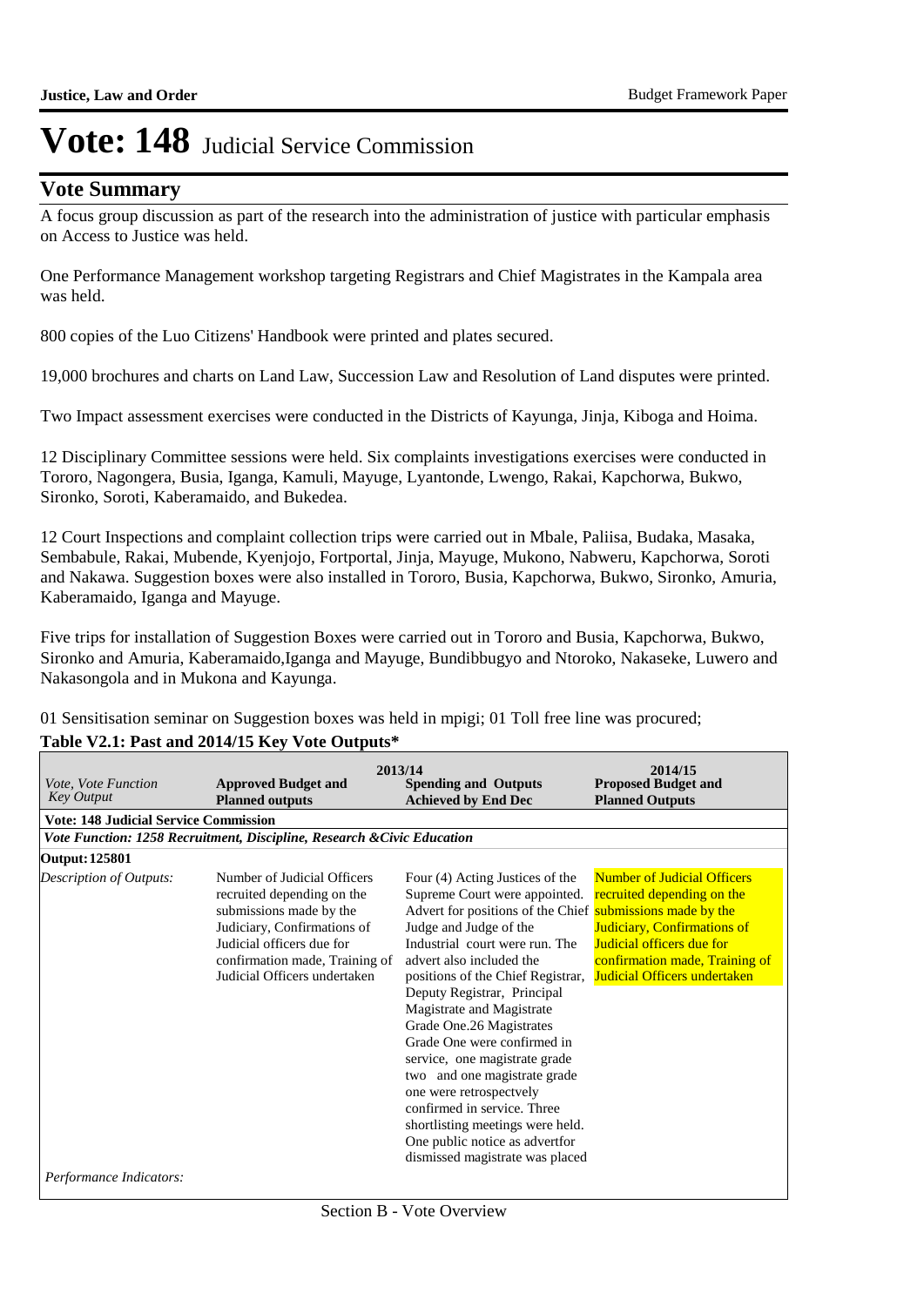# Vote: 148 Judicial Service Commission

## Vote Summary

A focus group discussion as part of the research into the administration of justice with particular emphasis on Access to Justice was held.

One Performance Management workshop targeting Registrars and Chief Magistrates in the Kampala area was held.

800 copies of the Luo Citizens' Handbook were printed and plates secured.

19,000 brochures and charts on Land Law, Succession Law and Resolution of Land disputes were printed.

Two Impact assessment exercises were conducted in the Districts of Kayunga, Jinja, Kiboga and Hoima.

12 Disciplinary Committee sessions were held. Six complaints investigations exercises were conducted in Tororo, Nagongera, Busia, Iganga, Kamuli, Mayuge, Lyantonde, Lwengo, Rakai, Kapchorwa, Bukwo, Sironko, Soroti, Kaberamaido, and Bukedea.

12 Court Inspections and complaint collection trips were carried out in Mbale, Paliisa, Budaka, Masaka, Sembabule, Rakai, Mubende, Kyenjojo, Fortportal, Jinja, Mayuge, Mukono, Nabweru, Kapchorwa, Soroti and Nakawa. Suggestion boxes were also installed in Tororo, Busia, Kapchorwa, Bukwo, Sironko, Amuria, Kaberamaido, Iganga and Mayuge.

Five trips for installation of Suggestion Boxes were carried out in Tororo and Busia, Kapchorwa, Bukwo, Sironko and Amuria, Kaberamaido,Iganga and Mayuge, Bundibbugyo and Ntoroko, Nakaseke, Luwero and Nakasongola and in Mukona and Kayunga.

01 Sensitisation seminar on Suggestion boxes was held in mpigi; 01 Toll free line was procured;

**Table V2.1: Past and 2014/15 Key Vote Outputs***

| *Vote, Vote Function Key Output* | 2013/14 **Approved Budget and Planned outputs** | **Spending and Outputs Achieved by End Dec** | 2014/15 **Proposed Budget and Planned Outputs** |
|---|---|---|---|
| **Vote: 148 Judicial Service Commission** | | | |
| ***Vote Function: 1258 Recruitment, Discipline, Research &Civic Education*** | | | |
| **Output: 125801** | | | |
| *Description of Outputs:* | Number of Judicial Officers recruited depending on the submissions made by the Judiciary, Confirmations of Judicial officers due for confirmation made, Training of Judicial Officers undertaken | Four (4) Acting Justices of the Supreme Court were appointed. Advert for positions of the Chief Judge and Judge of the Industrial court were run. The advert also included the positions of the Chief Registrar, Deputy Registrar, Principal Magistrate and Magistrate Grade One.26 Magistrates Grade One were confirmed in service, one magistrate grade two and one magistrate grade one were retrospectvely confirmed in service. Three shortlisting meetings were held. One public notice as advertfor dismissed magistrate was placed | Number of Judicial Officers recruited depending on the submissions made by the Judiciary, Confirmations of Judicial officers due for confirmation made, Training of Judicial Officers undertaken |
| *Performance Indicators:* | | | |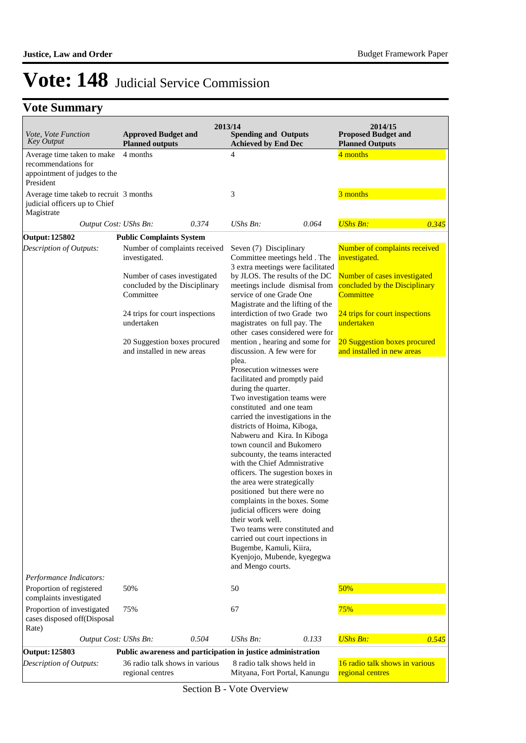# Vote: 148 Judicial Service Commission

## Vote Summary

| Vote, Vote Function Key Output | 2013/14 Approved Budget and Planned outputs | | 2013/14 Spending and Outputs Achieved by End Dec | | 2014/15 Proposed Budget and Planned Outputs | |
|---|---|---|---|---|---|---|
| Average time taken to make recommendations for appointment of judges to the President | 4 months | | 4 | | 4 months | |
| Average time takeb to recruit judicial officers up to Chief Magistrate | 3 months | | 3 | | 3 months | |
| *Output Cost:* | *UShs Bn:* | *0.374* | *UShs Bn:* | *0.064* | *UShs Bn:* | *0.345* |
| **Output: 125802** | **Public Complaints System** | | | | | |
| *Description of Outputs:* | Number of complaints received investigated.<br><br>Number of cases investigated concluded by the Disciplinary Committee<br><br>24 trips for court inspections undertaken<br><br>20 Suggestion boxes procured and installed in new areas | | Seven (7) Disciplinary Committee meetings held . The 3 extra meetings were facilitated by JLOS. The results of the DC meetings include dismisal from service of one Grade One Magistrate and the lifting of the interdiction of two Grade two magistrates on full pay. The other cases considered were for mention , hearing and some for discussion. A few were for plea.<br>Prosecution witnesses were facilitated and promptly paid during the quarter.<br>Two investigation teams were constituted and one team carried the investigations in the districts of Hoima, Kiboga, Nabweru and Kira. In Kiboga town council and Bukomero subcounty, the teams interacted with the Chief Admnistrative officers. The sugestion boxes in the area were strategically positioned but there were no complaints in the boxes. Some judicial officers were doing their work well.<br>Two teams were constituted and carried out court inpections in Bugembe, Kamuli, Kiira, Kyenjojo, Mubende, kyegegwa and Mengo courts. | | Number of complaints received investigated.<br><br>Number of cases investigated concluded by the Disciplinary Committee<br><br>24 trips for court inspections undertaken<br><br>20 Suggestion boxes procured and installed in new areas | |
| *Performance Indicators:* | | | | | | |
| Proportion of registered complaints investigated | 50% | | 50 | | 50% | |
| Proportion of investigated cases disposed off(Disposal Rate) | 75% | | 67 | | 75% | |
| *Output Cost:* | *UShs Bn:* | *0.504* | *UShs Bn:* | *0.133* | *UShs Bn:* | *0.545* |
| **Output: 125803** | **Public awareness and participation in justice administration** | | | | | |
| *Description of Outputs:* | 36 radio talk shows in various regional centres | | 8 radio talk shows held in Mityana, Fort Portal, Kanungu | | 16 radio talk shows in various regional centres | |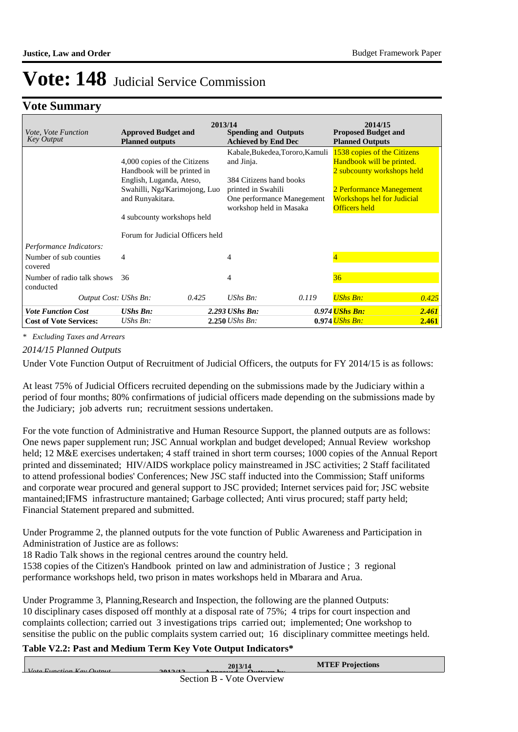# Vote: 148 Judicial Service Commission

## Vote Summary

| *Vote, Vote Function Key Output* | 2013/14 Approved Budget and Planned outputs | | 2013/14 Spending and Outputs Achieved by End Dec | | 2014/15 Proposed Budget and Planned Outputs | |
|---|---|---|---|---|---|---|
| | 4,000 copies of the Citizens Handbook will be printed in English, Luganda, Ateso, Swahilli, Nga'Karimojong, Luo and Runyakitara. 4 subcounty workshops held Forum for Judicial Officers held | | Kabale,Bukedea,Tororo,Kamuli and Jinja. 384 Citizens hand books printed in Swahili One performance Manegement workshop held in Masaka | | 1538 copies of the Citizens Handbook will be printed. 2 subcounty workshops held 2 Performance Manegement Workshops hel for Judicial Officers held | |
| *Performance Indicators:* | | | | | | |
| Number of sub counties covered | 4 | | 4 | | 4 | |
| Number of radio talk shows conducted | 36 | | 4 | | 36 | |
| *Output Cost:* | *UShs Bn:* | *0.425* | *UShs Bn:* | *0.119* | *UShs Bn:* | *0.425* |
| ***Vote Function Cost*** | ***UShs Bn:*** | ***2.293*** | ***UShs Bn:*** | ***0.974*** | ***UShs Bn:*** | ***2.461*** |
| **Cost of Vote Services:** | *UShs Bn:* | **2.250** | *UShs Bn:* | **0.974** | *UShs Bn:* | **2.461** |

*\* Excluding Taxes and Arrears*

*2014/15 Planned Outputs*

Under Vote Function Output of Recruitment of Judicial Officers, the outputs for FY 2014/15 is as follows:

At least 75% of Judicial Officers recruited depending on the submissions made by the Judiciary within a period of four months; 80% confirmations of judicial officers made depending on the submissions made by the Judiciary; job adverts run; recruitment sessions undertaken.

For the vote function of Administrative and Human Resource Support, the planned outputs are as follows: One news paper supplement run; JSC Annual workplan and budget developed; Annual Review workshop held; 12 M&E exercises undertaken; 4 staff trained in short term courses; 1000 copies of the Annual Report printed and disseminated; HIV/AIDS workplace policy mainstreamed in JSC activities; 2 Staff facilitated to attend professional bodies' Conferences; New JSC staff inducted into the Commission; Staff uniforms and corporate wear procured and general support to JSC provided; Internet services paid for; JSC website mantained;IFMS infrastructure mantained; Garbage collected; Anti virus procured; staff party held; Financial Statement prepared and submitted.

Under Programme 2, the planned outputs for the vote function of Public Awareness and Participation in Administration of Justice are as follows:
18 Radio Talk shows in the regional centres around the country held.
1538 copies of the Citizen's Handbook printed on law and administration of Justice ; 3 regional performance workshops held, two prison in mates workshops held in Mbarara and Arua.

Under Programme 3, Planning,Research and Inspection, the following are the planned Outputs:
10 disciplinary cases disposed off monthly at a disposal rate of 75%; 4 trips for court inspection and complaints collection; carried out 3 investigations trips carried out; implemented; One workshop to sensitise the public on the public complaits system carried out; 16 disciplinary committee meetings held.

**Table V2.2: Past and Medium Term Key Vote Output Indicators***

| Vote Function Key Output | 2012/13 | 2013/14 Approved | Outturn by | MTEF Projections |
|---|---|---|---|---|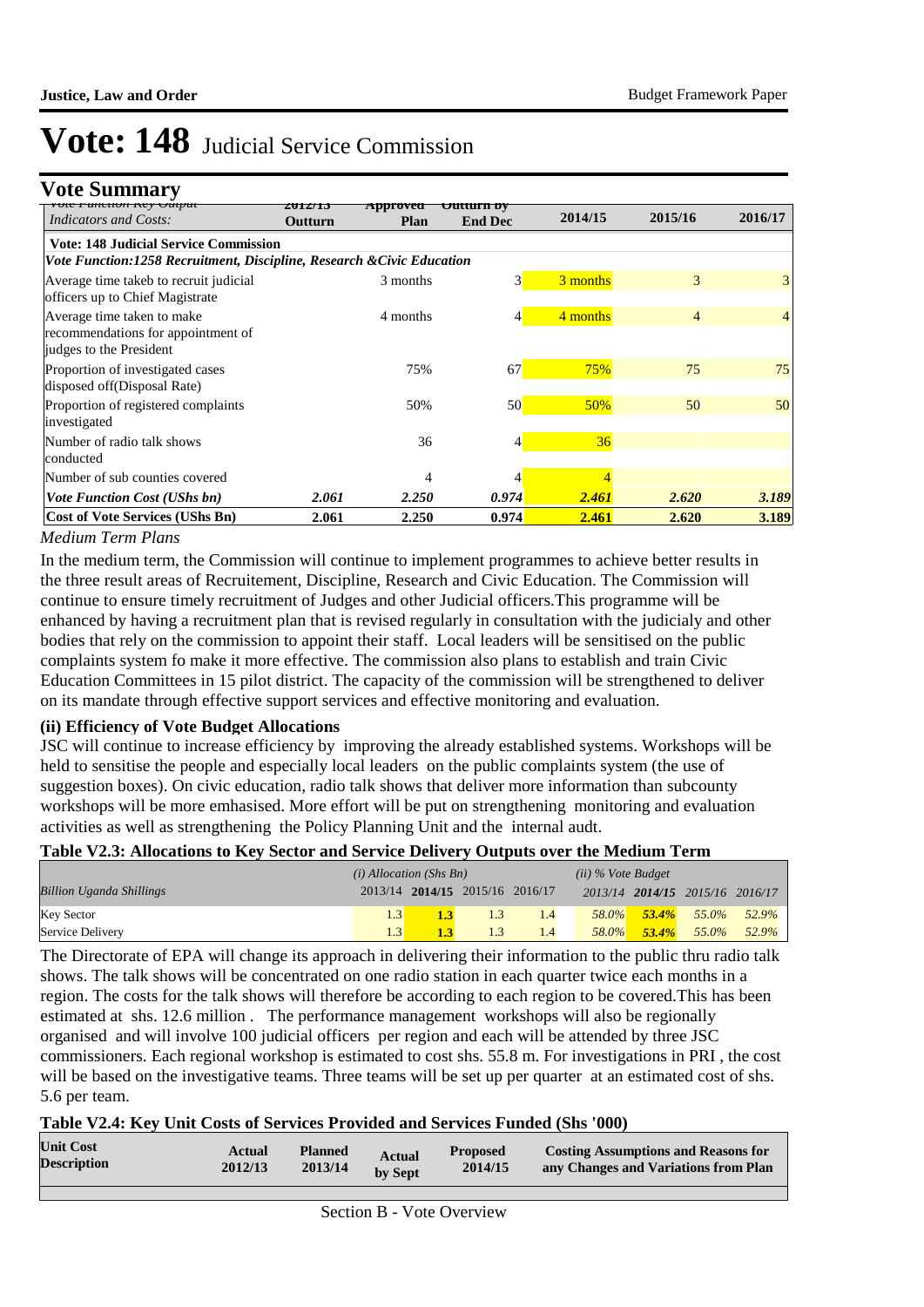# Vote: 148 Judicial Service Commission

## Vote Summary

| Vote Function Key Output Indicators and Costs: | 2012/13 Outturn | Approved Plan | Outturn by End Dec | 2014/15 | 2015/16 | 2016/17 |
|---|---|---|---|---|---|---|
| **Vote: 148 Judicial Service Commission** | | | | | | |
| ***Vote Function:1258 Recruitment, Discipline, Research &Civic Education*** | | | | | | |
| Average time takeb to recruit judicial officers up to Chief Magistrate | | 3 months | 3 | 3 months | 3 | 3 |
| Average time taken to make recommendations for appointment of judges to the President | | 4 months | 4 | 4 months | 4 | 4 |
| Proportion of investigated cases disposed off(Disposal Rate) | | 75% | 67 | 75% | 75 | 75 |
| Proportion of registered complaints investigated | | 50% | 50 | 50% | 50 | 50 |
| Number of radio talk shows conducted | | 36 | 4 | 36 | | |
| Number of sub counties covered | | 4 | 4 | 4 | | |
| ***Vote Function Cost (UShs bn)*** | ***2.061*** | ***2.250*** | ***0.974*** | ***2.461*** | ***2.620*** | ***3.189*** |
| **Cost of Vote Services (UShs Bn)** | **2.061** | **2.250** | **0.974** | **2.461** | **2.620** | **3.189** |

*Medium Term Plans*

In the medium term, the Commission will continue to implement programmes to achieve better results in the three result areas of Recruitement, Discipline, Research and Civic Education. The Commission will continue to ensure timely recruitment of Judges and other Judicial officers.This programme will be enhanced by having a recruitment plan that is revised regularly in consultation with the judicialy and other bodies that rely on the commission to appoint their staff. Local leaders will be sensitised on the public complaints system fo make it more effective. The commission also plans to establish and train Civic Education Committees in 15 pilot district. The capacity of the commission will be strengthened to deliver on its mandate through effective support services and effective monitoring and evaluation.

### (ii) Efficiency of Vote Budget Allocations

JSC will continue to increase efficiency by improving the already established systems. Workshops will be held to sensitise the people and especially local leaders on the public complaints system (the use of suggestion boxes). On civic education, radio talk shows that deliver more information than subcounty workshops will be more emhasised. More effort will be put on strengthening monitoring and evaluation activities as well as strengthening the Policy Planning Unit and the internal audt.

### Table V2.3: Allocations to Key Sector and Service Delivery Outputs over the Medium Term

| | *(i) Allocation (Shs Bn)* | | | | *(ii) % Vote Budget* | | | |
|---|---|---|---|---|---|---|---|---|
| *Billion Uganda Shillings* | 2013/14 | **2014/15** | 2015/16 | 2016/17 | *2013/14* | ***2014/15*** | *2015/16* | *2016/17* |
| Key Sector | 1.3 | **1.3** | 1.3 | 1.4 | *58.0%* | ***53.4%*** | *55.0%* | *52.9%* |
| Service Delivery | 1.3 | **1.3** | 1.3 | 1.4 | *58.0%* | ***53.4%*** | *55.0%* | *52.9%* |

The Directorate of EPA will change its approach in delivering their information to the public thru radio talk shows. The talk shows will be concentrated on one radio station in each quarter twice each months in a region. The costs for the talk shows will therefore be according to each region to be covered.This has been estimated at shs. 12.6 million . The performance management workshops will also be regionally organised and will involve 100 judicial officers per region and each will be attended by three JSC commissioners. Each regional workshop is estimated to cost shs. 55.8 m. For investigations in PRI , the cost will be based on the investigative teams. Three teams will be set up per quarter at an estimated cost of shs. 5.6 per team.

### Table V2.4: Key Unit Costs of Services Provided and Services Funded (Shs '000)

| Unit Cost Description | Actual 2012/13 | Planned 2013/14 | Actual by Sept | Proposed 2014/15 | Costing Assumptions and Reasons for any Changes and Variations from Plan |
|---|---|---|---|---|---|
| | | | | | |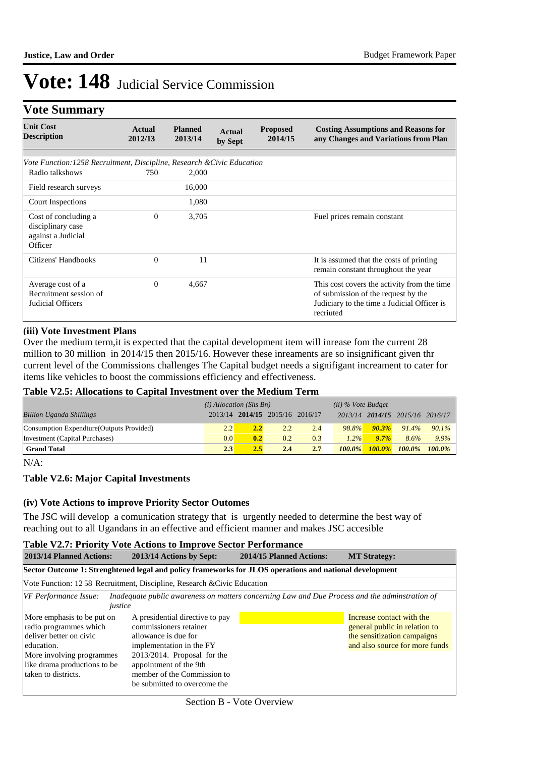# Vote: 148 Judicial Service Commission

## Vote Summary

| Unit Cost Description | Actual 2012/13 | Planned 2013/14 | Actual by Sept | Proposed 2014/15 | Costing Assumptions and Reasons for any Changes and Variations from Plan |
|---|---|---|---|---|---|
| *Vote Function:1258 Recruitment, Discipline, Research &Civic Education* | | | | | |
| Radio talkshows | 750 | 2,000 | | | |
| Field research surveys | | 16,000 | | | |
| Court Inspections | | 1,080 | | | |
| Cost of concluding a disciplinary case against a Judicial Officer | 0 | 3,705 | | | Fuel prices remain constant |
| Citizens' Handbooks | 0 | 11 | | | It is assumed that the costs of printing remain constant throughout the year |
| Average cost of a Recruitment session of Judicial Officers | 0 | 4,667 | | | This cost covers the activity from the time of submission of the request by the Judiciary to the time a Judicial Officer is recruited |

### (iii) Vote Investment Plans

Over the medium term,it is expected that the capital development item will inrease fom the current 28 million to 30 million in 2014/15 then 2015/16. However these inreaments are so insignificant given thr current level of the Commissions challenges The Capital budget needs a signifigant increament to cater for items like vehicles to boost the commissions efficiency and effectiveness.

**Table V2.5: Allocations to Capital Investment over the Medium Term**

| *Billion Uganda Shillings* | *(i) Allocation (Shs Bn)* 2013/14 | **2014/15** | 2015/16 | 2016/17 | *(ii) % Vote Budget* 2013/14 | **2014/15** | 2015/16 | 2016/17 |
|---|---|---|---|---|---|---|---|---|
| Consumption Expendture(Outputs Provided) | 2.2 | **2.2** | 2.2 | 2.4 | *98.8%* | ***90.3%*** | *91.4%* | *90.1%* |
| Investment (Capital Purchases) | 0.0 | **0.2** | 0.2 | 0.3 | *1.2%* | ***9.7%*** | *8.6%* | *9.9%* |
| **Grand Total** | **2.3** | **2.5** | **2.4** | **2.7** | ***100.0%*** | ***100.0%*** | ***100.0%*** | ***100.0%*** |

N/A:

**Table V2.6: Major Capital Investments**

### (iv) Vote Actions to improve Priority Sector Outomes

The JSC will develop a comunication strategy that is urgently needed to determine the best way of reaching out to all Ugandans in an effective and efficient manner and makes JSC accesible

**Table V2.7: Priority Vote Actions to Improve Sector Performance**

| 2013/14 Planned Actions: | 2013/14 Actions by Sept: | 2014/15 Planned Actions: | MT Strategy: |
|---|---|---|---|
| **Sector Outcome 1: Strenghtened legal and policy frameworks for JLOS operations and national development** | | | |
| Vote Function: 12 58 Recruitment, Discipline, Research &Civic Education | | | |
| *VF Performance Issue: Inadequate public awareness on matters concerning Law and Due Process and the adminstration of justice* | | | |
| More emphasis to be put on radio programmes which deliver better on civic education. More involving programmes like drama productions to be taken to districts. | A presidential directive to pay commissioners retainer allowance is due for implementation in the FY 2013/2014. Proposal for the appointment of the 9th member of the Commission to be submitted to overcome the | | Increase contact with the general public in relation to the sensitization campaigns and also source for more funds |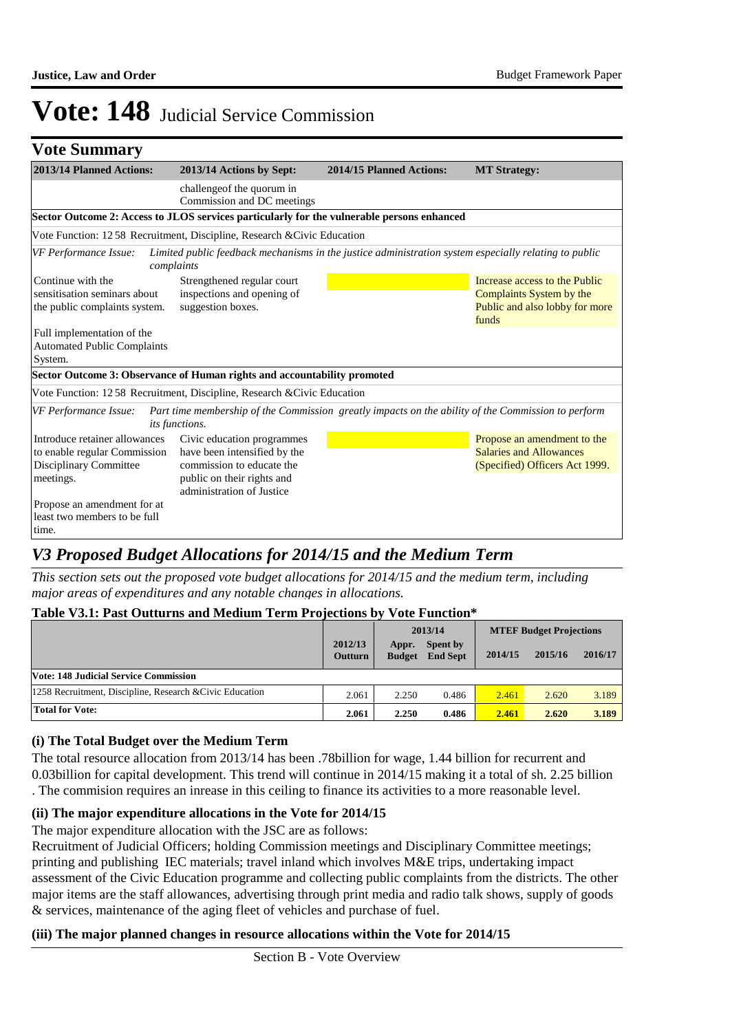# Vote: 148 Judicial Service Commission

## Vote Summary

| 2013/14 Planned Actions: | 2013/14 Actions by Sept: | 2014/15 Planned Actions: | MT Strategy: |
|---|---|---|---|
| | challengeof the quorum in Commission and DC meetings | | |
| **Sector Outcome 2: Access to JLOS services particularly for the vulnerable persons enhanced** | | | |
| Vote Function: 12 58 Recruitment, Discipline, Research &Civic Education | | | |
| *VF Performance Issue:* *Limited public feedback mechanisms in the justice administration system especially relating to public complaints* | | | |
| Continue with the sensitisation seminars about the public complaints system.<br><br>Full implementation of the Automated Public Complaints System. | Strengthened regular court inspections and opening of suggestion boxes. | | Increase access to the Public Complaints System by the Public and also lobby for more funds |
| **Sector Outcome 3: Observance of Human rights and accountability promoted** | | | |
| Vote Function: 12 58 Recruitment, Discipline, Research &Civic Education | | | |
| *VF Performance Issue:* *Part time membership of the Commission greatly impacts on the ability of the Commission to perform its functions.* | | | |
| Introduce retainer allowances to enable regular Commission Disciplinary Committee meetings.<br><br>Propose an amendment for at least two members to be full time. | Civic education programmes have been intensified by the commission to educate the public on their rights and administration of Justice | | Propose an amendment to the Salaries and Allowances (Specified) Officers Act 1999. |

## *V3 Proposed Budget Allocations for 2014/15 and the Medium Term*

*This section sets out the proposed vote budget allocations for 2014/15 and the medium term, including major areas of expenditures and any notable changes in allocations.*

**Table V3.1: Past Outturns and Medium Term Projections by Vote Function\***

| | 2012/13 Outturn | 2013/14 Appr. Budget | 2013/14 Spent by End Sept | MTEF Budget Projections 2014/15 | 2015/16 | 2016/17 |
|---|---|---|---|---|---|---|
| **Vote: 148 Judicial Service Commission** | | | | | | |
| 1258 Recruitment, Discipline, Research &Civic Education | 2.061 | 2.250 | 0.486 | 2.461 | 2.620 | 3.189 |
| **Total for Vote:** | **2.061** | **2.250** | **0.486** | **2.461** | **2.620** | **3.189** |

### (i) The Total Budget over the Medium Term

The total resource allocation from 2013/14 has been .78billion for wage, 1.44 billion for recurrent and 0.03billion for capital development. This trend will continue in 2014/15 making it a total of sh. 2.25 billion . The commision requires an inrease in this ceiling to finance its activities to a more reasonable level.

### (ii) The major expenditure allocations in the Vote for 2014/15

The major expenditure allocation with the JSC are as follows:

Recruitment of Judicial Officers; holding Commission meetings and Disciplinary Committee meetings; printing and publishing IEC materials; travel inland which involves M&E trips, undertaking impact assessment of the Civic Education programme and collecting public complaints from the districts. The other major items are the staff allowances, advertising through print media and radio talk shows, supply of goods & services, maintenance of the aging fleet of vehicles and purchase of fuel.

### (iii) The major planned changes in resource allocations within the Vote for 2014/15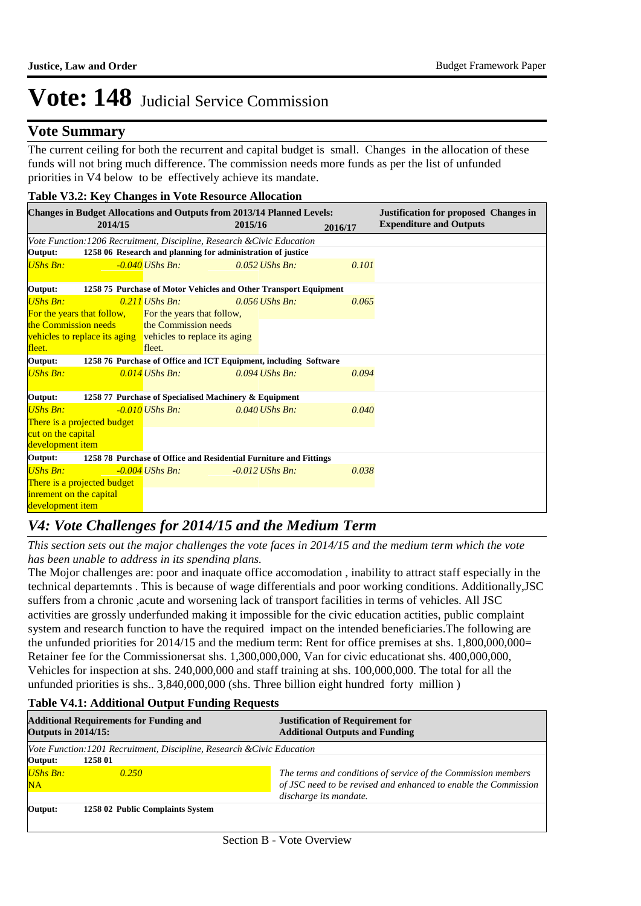# Vote: 148 Judicial Service Commission

## Vote Summary

The current ceiling for both the recurrent and capital budget is small. Changes in the allocation of these funds will not bring much difference. The commission needs more funds as per the list of unfunded priorities in V4 below to be effectively achieve its mandate.

**Table V3.2: Key Changes in Vote Resource Allocation**

| Changes in Budget Allocations and Outputs from 2013/14 Planned Levels: 2014/15 | 2015/16 | 2016/17 | Justification for proposed Changes in Expenditure and Outputs |
|---|---|---|---|
| *Vote Function:1206 Recruitment, Discipline, Research &Civic Education* | | | |
| **Output: 1258 06 Research and planning for administration of justice** | | | |
| *UShs Bn: -0.040* | *UShs Bn: 0.052* | *UShs Bn: 0.101* | |
| **Output: 1258 75 Purchase of Motor Vehicles and Other Transport Equipment** | | | |
| *UShs Bn: 0.211* For the years that follow, the Commission needs vehicles to replace its aging fleet. | *UShs Bn: 0.056* For the years that follow, the Commission needs vehicles to replace its aging fleet. | *UShs Bn: 0.065* | |
| **Output: 1258 76 Purchase of Office and ICT Equipment, including Software** | | | |
| *UShs Bn: 0.014* | *UShs Bn: 0.094* | *UShs Bn: 0.094* | |
| **Output: 1258 77 Purchase of Specialised Machinery & Equipment** | | | |
| *UShs Bn: -0.010* There is a projected budget cut on the capital development item | *UShs Bn: 0.040* | *UShs Bn: 0.040* | |
| **Output: 1258 78 Purchase of Office and Residential Furniture and Fittings** | | | |
| *UShs Bn: -0.004* There is a projected budget inrement on the capital development item | *UShs Bn: -0.012* | *UShs Bn: 0.038* | |

## *V4: Vote Challenges for 2014/15 and the Medium Term*

*This section sets out the major challenges the vote faces in 2014/15 and the medium term which the vote has been unable to address in its spending plans.*

The Mojor challenges are: poor and inaquate office accomodation , inability to attract staff especially in the technical departemnts . This is because of wage differentials and poor working conditions. Additionally,JSC suffers from a chronic ,acute and worsening lack of transport facilities in terms of vehicles. All JSC activities are grossly underfunded making it impossible for the civic education actities, public complaint system and research function to have the required impact on the intended beneficiaries.The following are the unfunded priorities for 2014/15 and the medium term: Rent for office premises at shs. 1,800,000,000= Retainer fee for the Commissionersat shs. 1,300,000,000, Van for civic educationat shs. 400,000,000, Vehicles for inspection at shs. 240,000,000 and staff training at shs. 100,000,000. The total for all the unfunded priorities is shs.. 3,840,000,000 (shs. Three billion eight hundred forty million )

**Table V4.1: Additional Output Funding Requests**

| Additional Requirements for Funding and Outputs in 2014/15: | Justification of Requirement for Additional Outputs and Funding |
|---|---|
| *Vote Function:1201 Recruitment, Discipline, Research &Civic Education* | |
| **Output: 1258 01** | |
| *UShs Bn: 0.250* NA | *The terms and conditions of service of the Commission members of JSC need to be revised and enhanced to enable the Commission discharge its mandate.* |
| **Output: 1258 02 Public Complaints System** | |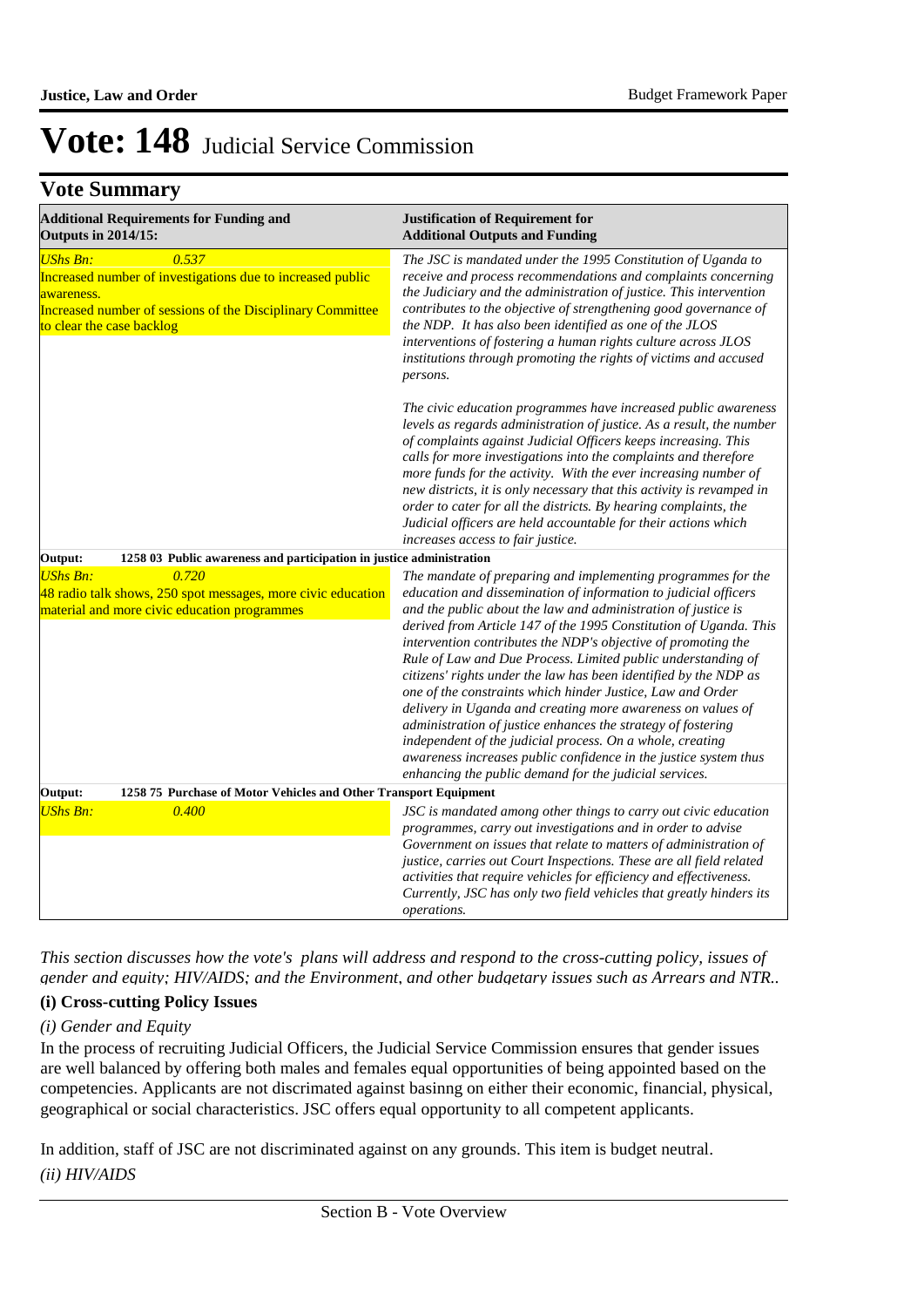# Vote: 148 Judicial Service Commission

## Vote Summary

| Additional Requirements for Funding and Outputs in 2014/15: | Justification of Requirement for Additional Outputs and Funding |
|---|---|
| *UShs Bn: 0.537*<br>Increased number of investigations due to increased public awareness.<br>Increased number of sessions of the Disciplinary Committee to clear the case backlog | *The JSC is mandated under the 1995 Constitution of Uganda to receive and process recommendations and complaints concerning the Judiciary and the administration of justice. This intervention contributes to the objective of strengthening good governance of the NDP. It has also been identified as one of the JLOS interventions of fostering a human rights culture across JLOS institutions through promoting the rights of victims and accused persons.*<br><br>*The civic education programmes have increased public awareness levels as regards administration of justice. As a result, the number of complaints against Judicial Officers keeps increasing. This calls for more investigations into the complaints and therefore more funds for the activity. With the ever increasing number of new districts, it is only necessary that this activity is revamped in order to cater for all the districts. By hearing complaints, the Judicial officers are held accountable for their actions which increases access to fair justice.* |
| **Output: 1258 03 Public awareness and participation in justice administration** | |
| *UShs Bn: 0.720*<br>48 radio talk shows, 250 spot messages, more civic education material and more civic education programmes | *The mandate of preparing and implementing programmes for the education and dissemination of information to judicial officers and the public about the law and administration of justice is derived from Article 147 of the 1995 Constitution of Uganda. This intervention contributes the NDP's objective of promoting the Rule of Law and Due Process. Limited public understanding of citizens' rights under the law has been identified by the NDP as one of the constraints which hinder Justice, Law and Order delivery in Uganda and creating more awareness on values of administration of justice enhances the strategy of fostering independent of the judicial process. On a whole, creating awareness increases public confidence in the justice system thus enhancing the public demand for the judicial services.* |
| **Output: 1258 75 Purchase of Motor Vehicles and Other Transport Equipment** | |
| *UShs Bn: 0.400* | *JSC is mandated among other things to carry out civic education programmes, carry out investigations and in order to advise Government on issues that relate to matters of administration of justice, carries out Court Inspections. These are all field related activities that require vehicles for efficiency and effectiveness. Currently, JSC has only two field vehicles that greatly hinders its operations.* |

*This section discusses how the vote's plans will address and respond to the cross-cutting policy, issues of gender and equity; HIV/AIDS; and the Environment, and other budgetary issues such as Arrears and NTR..*

### (i) Cross-cutting Policy Issues

*(i) Gender and Equity*

In the process of recruiting Judicial Officers, the Judicial Service Commission ensures that gender issues are well balanced by offering both males and females equal opportunities of being appointed based on the competencies. Applicants are not discrimated against basinng on either their economic, financial, physical, geographical or social characteristics. JSC offers equal opportunity to all competent applicants.

In addition, staff of JSC are not discriminated against on any grounds. This item is budget neutral.

*(ii) HIV/AIDS*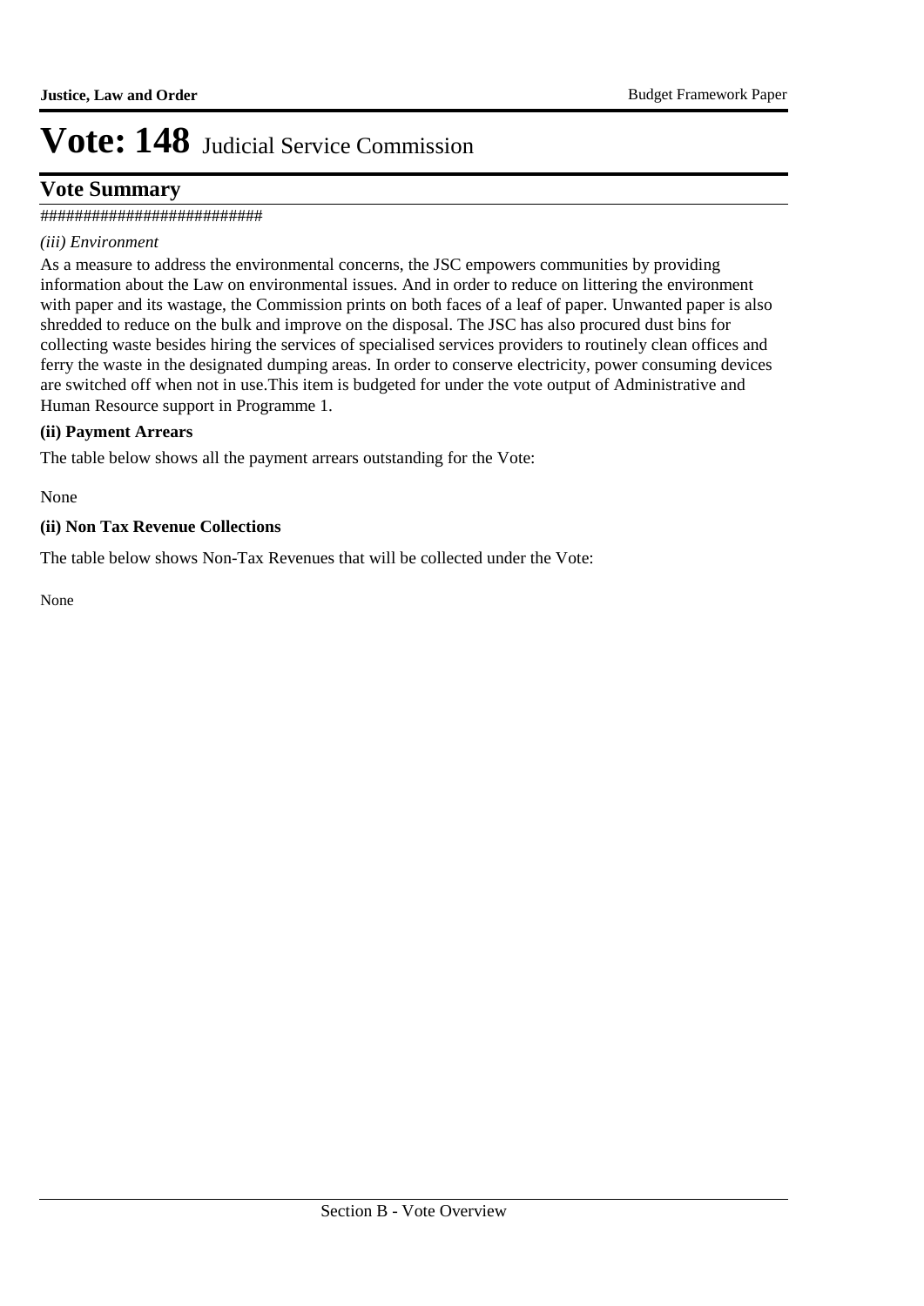# Vote: 148 Judicial Service Commission

## Vote Summary

#########################

*(iii) Environment*

As a measure to address the environmental concerns, the JSC empowers communities by providing information about the Law on environmental issues. And in order to reduce on littering the environment with paper and its wastage, the Commission prints on both faces of a leaf of paper. Unwanted paper is also shredded to reduce on the bulk and improve on the disposal. The JSC has also procured dust bins for collecting waste besides hiring the services of specialised services providers to routinely clean offices and ferry the waste in the designated dumping areas. In order to conserve electricity, power consuming devices are switched off when not in use.This item is budgeted for under the vote output of Administrative and Human Resource support in Programme 1.

**(ii) Payment Arrears**

The table below shows all the payment arrears outstanding for the Vote:

None

**(ii) Non Tax Revenue Collections**

The table below shows Non-Tax Revenues that will be collected under the Vote:

None